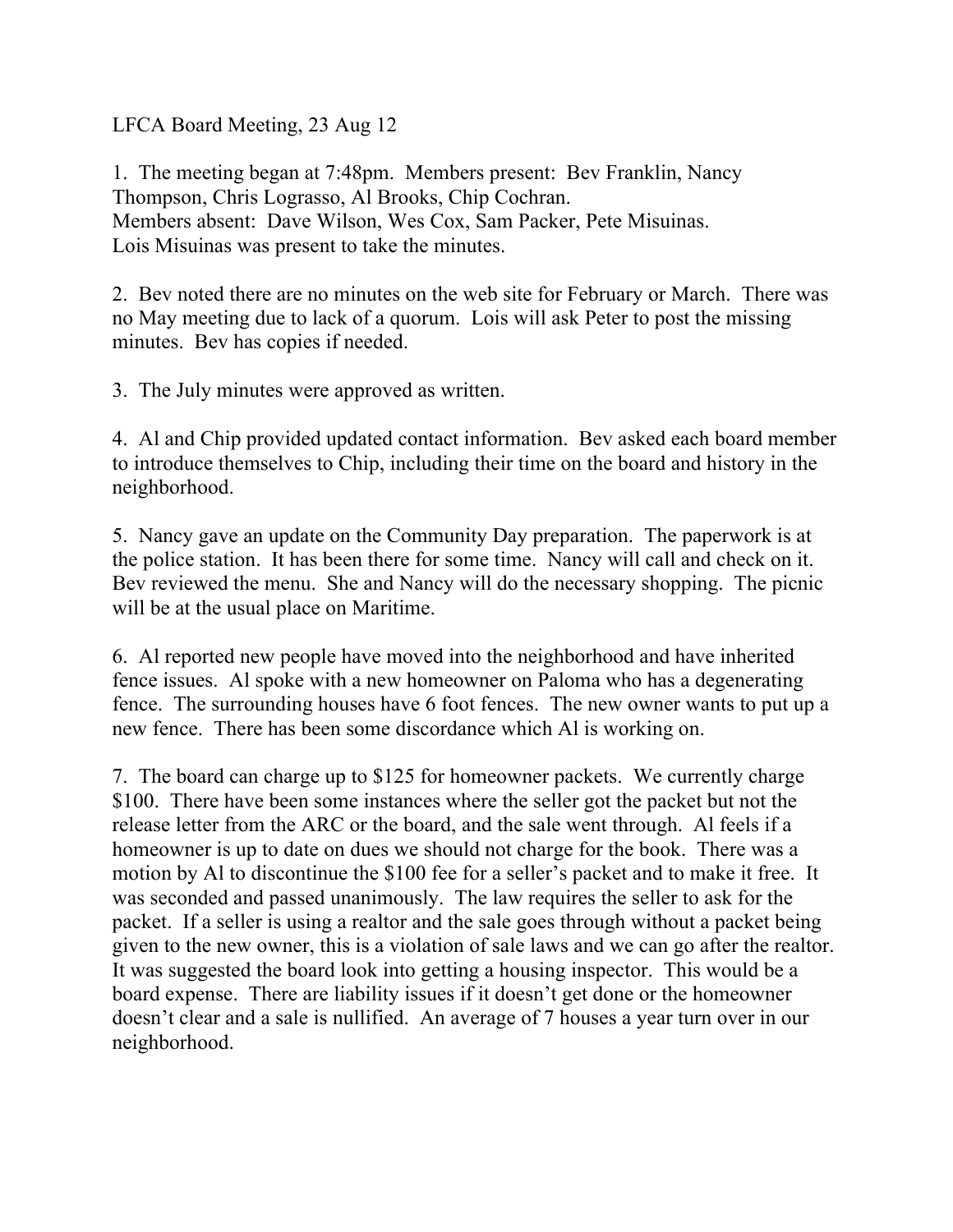LFCA Board Meeting, 23 Aug 12

1. The meeting began at 7:48pm. Members present: Bev Franklin, Nancy Thompson, Chris Lograsso, Al Brooks, Chip Cochran.
Members absent: Dave Wilson, Wes Cox, Sam Packer, Pete Misuinas.
Lois Misuinas was present to take the minutes.

2. Bev noted there are no minutes on the web site for February or March. There was no May meeting due to lack of a quorum. Lois will ask Peter to post the missing minutes. Bev has copies if needed.

3. The July minutes were approved as written.

4. Al and Chip provided updated contact information. Bev asked each board member to introduce themselves to Chip, including their time on the board and history in the neighborhood.

5. Nancy gave an update on the Community Day preparation. The paperwork is at the police station. It has been there for some time. Nancy will call and check on it. Bev reviewed the menu. She and Nancy will do the necessary shopping. The picnic will be at the usual place on Maritime.

6. Al reported new people have moved into the neighborhood and have inherited fence issues. Al spoke with a new homeowner on Paloma who has a degenerating fence. The surrounding houses have 6 foot fences. The new owner wants to put up a new fence. There has been some discordance which Al is working on.

7. The board can charge up to $125 for homeowner packets. We currently charge $100. There have been some instances where the seller got the packet but not the release letter from the ARC or the board, and the sale went through. Al feels if a homeowner is up to date on dues we should not charge for the book. There was a motion by Al to discontinue the $100 fee for a seller's packet and to make it free. It was seconded and passed unanimously. The law requires the seller to ask for the packet. If a seller is using a realtor and the sale goes through without a packet being given to the new owner, this is a violation of sale laws and we can go after the realtor. It was suggested the board look into getting a housing inspector. This would be a board expense. There are liability issues if it doesn't get done or the homeowner doesn't clear and a sale is nullified. An average of 7 houses a year turn over in our neighborhood.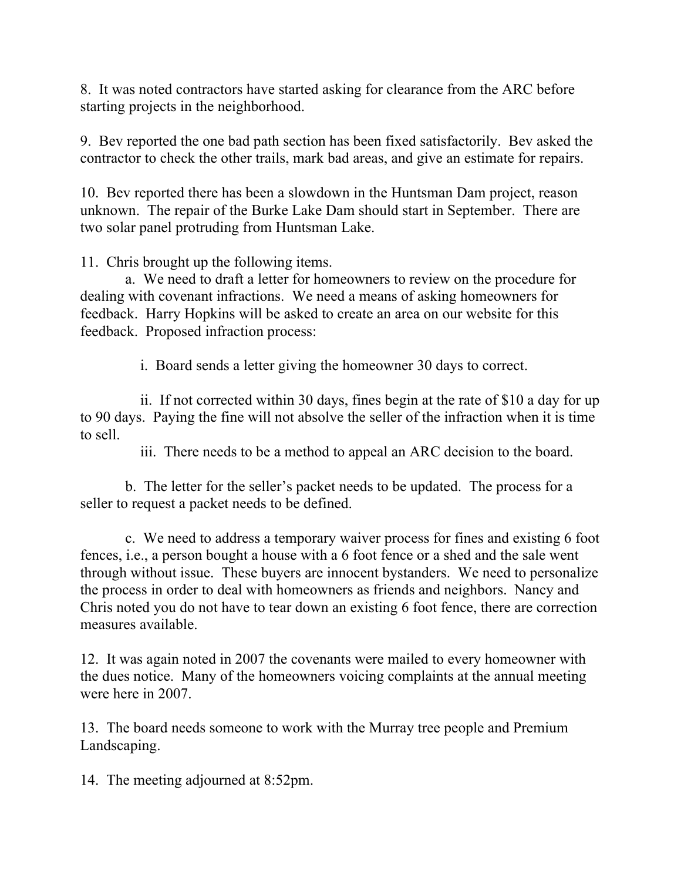8.  It was noted contractors have started asking for clearance from the ARC before starting projects in the neighborhood.

9.  Bev reported the one bad path section has been fixed satisfactorily.  Bev asked the contractor to check the other trails, mark bad areas, and give an estimate for repairs.

10.  Bev reported there has been a slowdown in the Huntsman Dam project, reason unknown.  The repair of the Burke Lake Dam should start in September.  There are two solar panel protruding from Huntsman Lake.

11.  Chris brought up the following items.

a.  We need to draft a letter for homeowners to review on the procedure for dealing with covenant infractions.  We need a means of asking homeowners for feedback.  Harry Hopkins will be asked to create an area on our website for this feedback.  Proposed infraction process:

i.  Board sends a letter giving the homeowner 30 days to correct.

ii.  If not corrected within 30 days, fines begin at the rate of $10 a day for up to 90 days.  Paying the fine will not absolve the seller of the infraction when it is time to sell.

iii.  There needs to be a method to appeal an ARC decision to the board.

b.  The letter for the seller's packet needs to be updated.  The process for a seller to request a packet needs to be defined.

c.  We need to address a temporary waiver process for fines and existing 6 foot fences, i.e., a person bought a house with a 6 foot fence or a shed and the sale went through without issue.  These buyers are innocent bystanders.  We need to personalize the process in order to deal with homeowners as friends and neighbors.  Nancy and Chris noted you do not have to tear down an existing 6 foot fence, there are correction measures available.

12.  It was again noted in 2007 the covenants were mailed to every homeowner with the dues notice.  Many of the homeowners voicing complaints at the annual meeting were here in 2007.

13.  The board needs someone to work with the Murray tree people and Premium Landscaping.

14.  The meeting adjourned at 8:52pm.